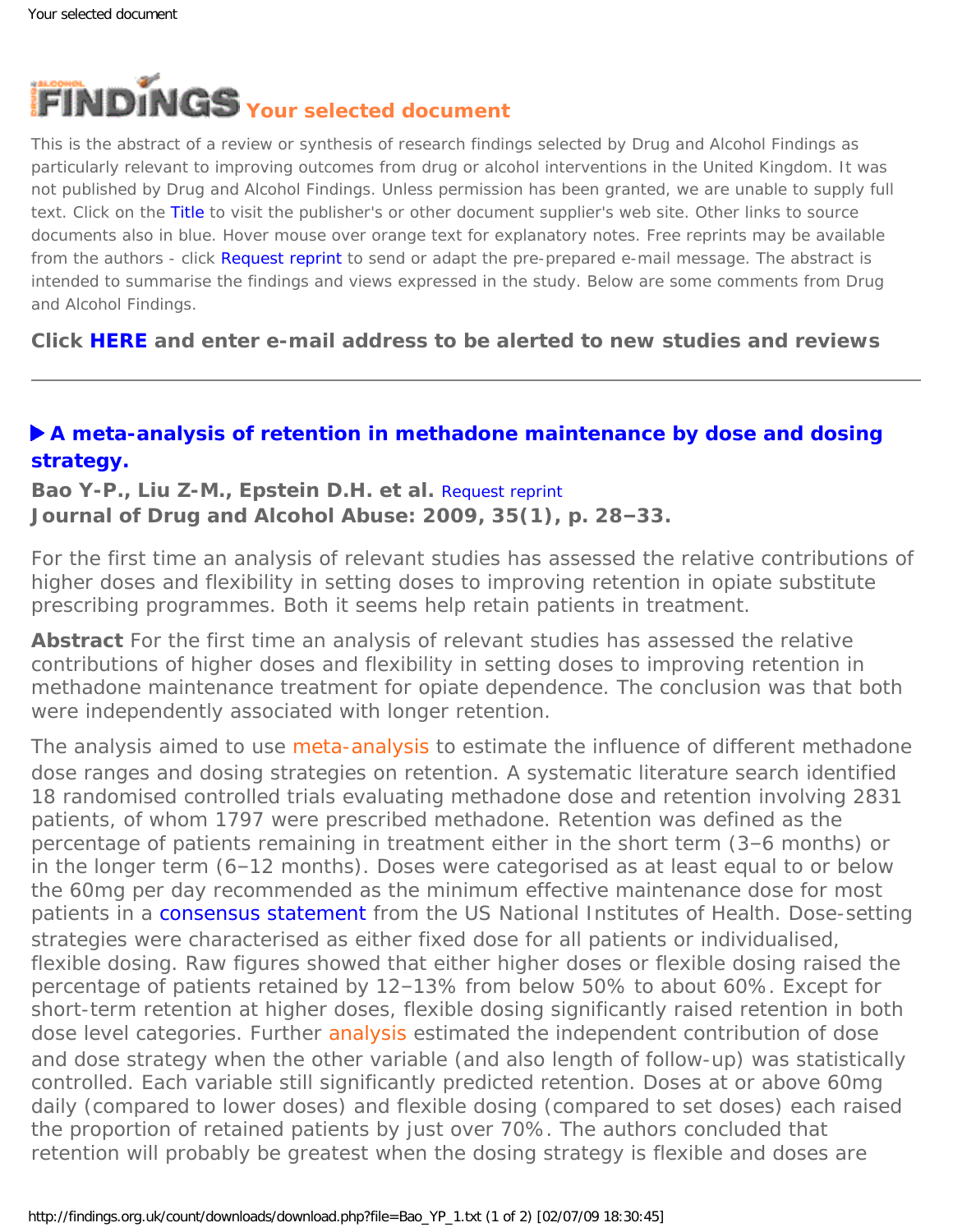# FINDINGS Your selected document

This is the abstract of a review or synthesis of research findings selected by Drug and Alcohol Findings as particularly relevant to improving outcomes from drug or alcohol interventions in the United Kingdom. It was not published by Drug and Alcohol Findings. Unless permission has been granted, we are unable to supply full text. Click on the Title to visit the publisher's or other document supplier's web site. Other links to source documents also in blue. Hover mouse over orange text for explanatory notes. Free reprints may be available from the authors - click Request reprint to send or adapt the pre-prepared e-mail message. The abstract is intended to summarise the findings and views expressed in the study. Below are some comments from Drug and Alcohol Findings.

**Click HERE and enter e-mail address to be alerted to new studies and reviews**

---

## ▶ A meta-analysis of retention in methadone maintenance by dose and dosing strategy.

**Bao Y-P., Liu Z-M., Epstein D.H. et al.** Request reprint
**Journal of Drug and Alcohol Abuse: 2009, 35(1), p. 28–33.**

For the first time an analysis of relevant studies has assessed the relative contributions of higher doses and flexibility in setting doses to improving retention in opiate substitute prescribing programmes. Both it seems help retain patients in treatment.

**Abstract** For the first time an analysis of relevant studies has assessed the relative contributions of higher doses and flexibility in setting doses to improving retention in methadone maintenance treatment for opiate dependence. The conclusion was that both were independently associated with longer retention.

The analysis aimed to use meta-analysis to estimate the influence of different methadone dose ranges and dosing strategies on retention. A systematic literature search identified 18 randomised controlled trials evaluating methadone dose and retention involving 2831 patients, of whom 1797 were prescribed methadone. Retention was defined as the percentage of patients remaining in treatment either in the short term (3–6 months) or in the longer term (6–12 months). Doses were categorised as at least equal to or below the 60mg per day recommended as the minimum effective maintenance dose for most patients in a consensus statement from the US National Institutes of Health. Dose-setting strategies were characterised as either fixed dose for all patients or individualised, flexible dosing. Raw figures showed that either higher doses or flexible dosing raised the percentage of patients retained by 12–13% from below 50% to about 60%. Except for short-term retention at higher doses, flexible dosing significantly raised retention in both dose level categories. Further analysis estimated the independent contribution of dose and dose strategy when the other variable (and also length of follow-up) was statistically controlled. Each variable still significantly predicted retention. Doses at or above 60mg daily (compared to lower doses) and flexible dosing (compared to set doses) each raised the proportion of retained patients by just over 70%. The authors concluded that retention will probably be greatest when the dosing strategy is flexible and doses are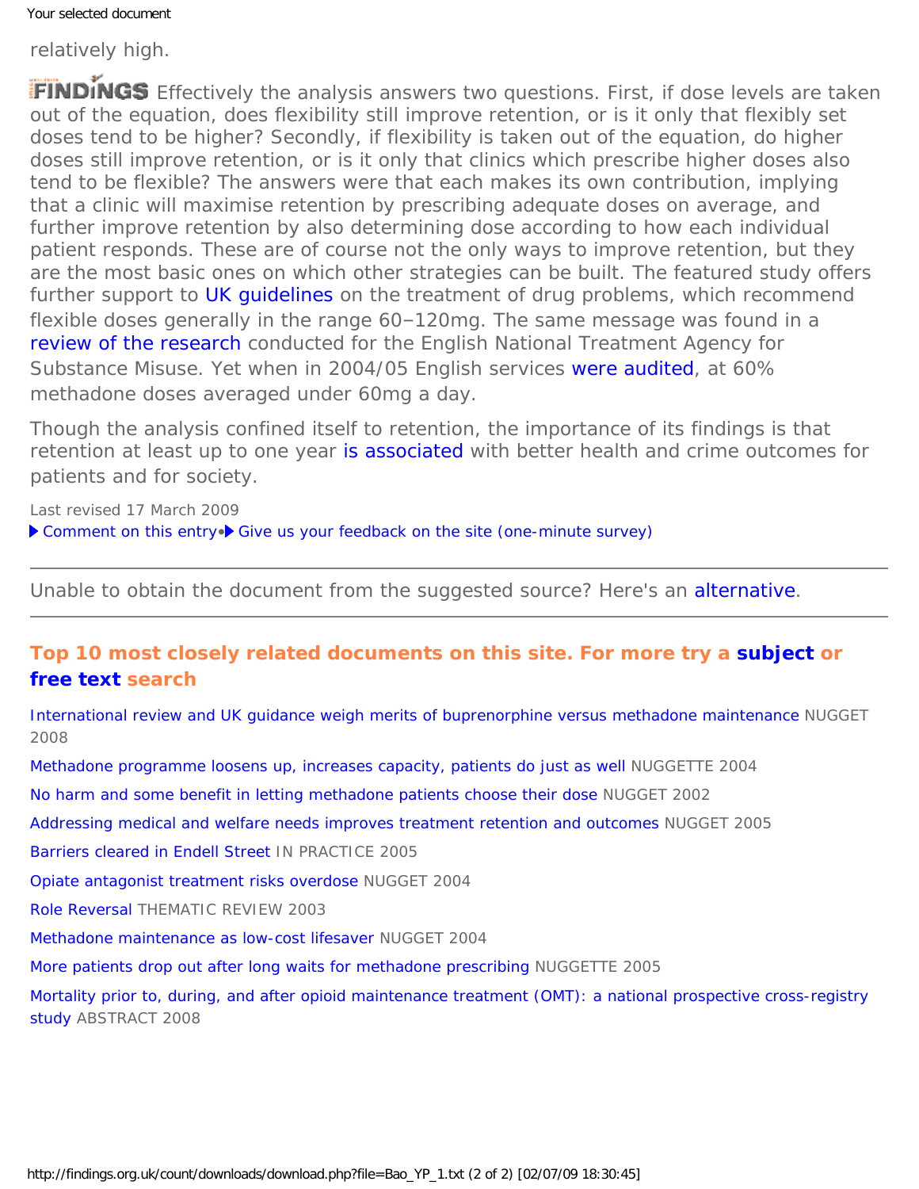relatively high.

FINDINGS Effectively the analysis answers two questions. First, if dose levels are taken out of the equation, does flexibility still improve retention, or is it only that flexibly set doses tend to be higher? Secondly, if flexibility is taken out of the equation, do higher doses still improve retention, or is it only that clinics which prescribe higher doses also tend to be flexible? The answers were that each makes its own contribution, implying that a clinic will maximise retention by prescribing adequate doses on average, and further improve retention by also determining dose according to how each individual patient responds. These are of course not the only ways to improve retention, but they are the most basic ones on which other strategies can be built. The featured study offers further support to UK guidelines on the treatment of drug problems, which recommend flexible doses generally in the range 60–120mg. The same message was found in a review of the research conducted for the English National Treatment Agency for Substance Misuse. Yet when in 2004/05 English services were audited, at 60% methadone doses averaged under 60mg a day.

Though the analysis confined itself to retention, the importance of its findings is that retention at least up to one year is associated with better health and crime outcomes for patients and for society.

Last revised 17 March 2009

▶ Comment on this entry • ▶ Give us your feedback on the site (one-minute survey)

---

Unable to obtain the document from the suggested source? Here's an alternative.

---

### Top 10 most closely related documents on this site. For more try a subject or free text search

International review and UK guidance weigh merits of buprenorphine versus methadone maintenance NUGGET 2008

Methadone programme loosens up, increases capacity, patients do just as well NUGGETTE 2004

No harm and some benefit in letting methadone patients choose their dose NUGGET 2002

Addressing medical and welfare needs improves treatment retention and outcomes NUGGET 2005

Barriers cleared in Endell Street IN PRACTICE 2005

Opiate antagonist treatment risks overdose NUGGET 2004

Role Reversal THEMATIC REVIEW 2003

Methadone maintenance as low-cost lifesaver NUGGET 2004

More patients drop out after long waits for methadone prescribing NUGGETTE 2005

Mortality prior to, during, and after opioid maintenance treatment (OMT): a national prospective cross-registry study ABSTRACT 2008